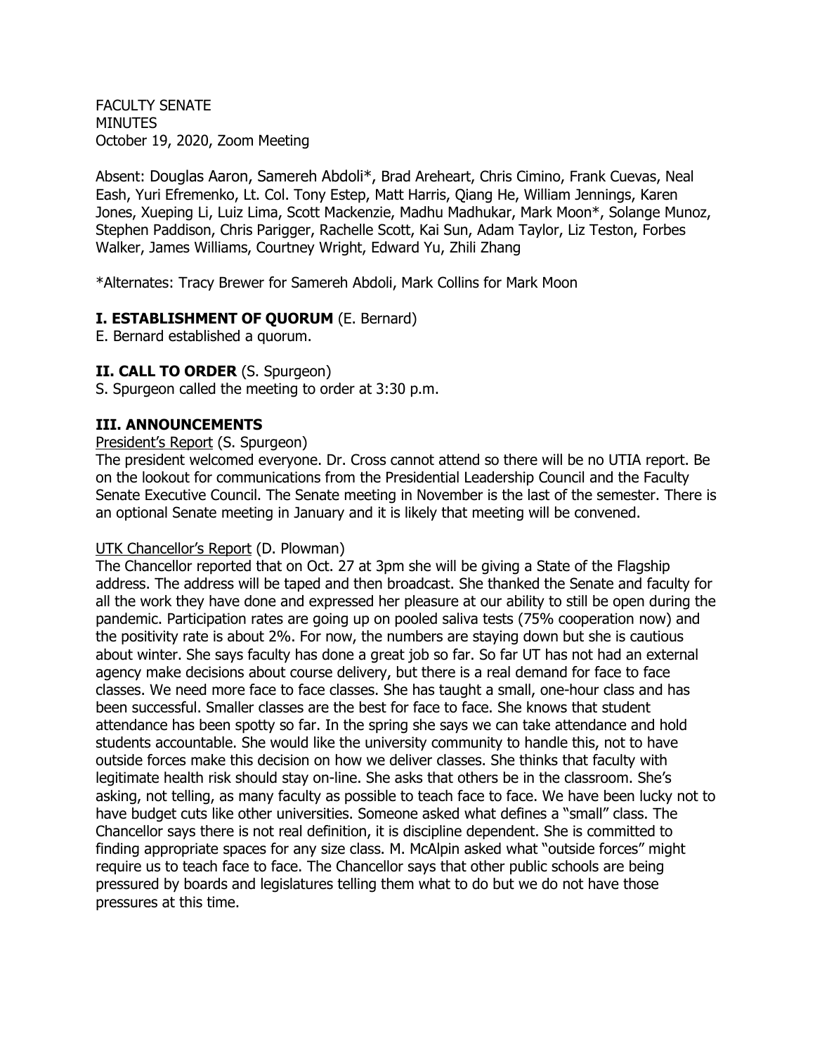FACULTY SENATE
MINUTES
October 19, 2020, Zoom Meeting

Absent: Douglas Aaron, Samereh Abdoli*, Brad Areheart, Chris Cimino, Frank Cuevas, Neal Eash, Yuri Efremenko, Lt. Col. Tony Estep, Matt Harris, Qiang He, William Jennings, Karen Jones, Xueping Li, Luiz Lima, Scott Mackenzie, Madhu Madhukar, Mark Moon*, Solange Munoz, Stephen Paddison, Chris Parigger, Rachelle Scott, Kai Sun, Adam Taylor, Liz Teston, Forbes Walker, James Williams, Courtney Wright, Edward Yu, Zhili Zhang

*Alternates: Tracy Brewer for Samereh Abdoli, Mark Collins for Mark Moon

## I. ESTABLISHMENT OF QUORUM (E. Bernard)

E. Bernard established a quorum.

## II. CALL TO ORDER (S. Spurgeon)

S. Spurgeon called the meeting to order at 3:30 p.m.

## III. ANNOUNCEMENTS

President's Report (S. Spurgeon)

The president welcomed everyone. Dr. Cross cannot attend so there will be no UTIA report. Be on the lookout for communications from the Presidential Leadership Council and the Faculty Senate Executive Council. The Senate meeting in November is the last of the semester. There is an optional Senate meeting in January and it is likely that meeting will be convened.

UTK Chancellor's Report (D. Plowman)

The Chancellor reported that on Oct. 27 at 3pm she will be giving a State of the Flagship address. The address will be taped and then broadcast. She thanked the Senate and faculty for all the work they have done and expressed her pleasure at our ability to still be open during the pandemic. Participation rates are going up on pooled saliva tests (75% cooperation now) and the positivity rate is about 2%. For now, the numbers are staying down but she is cautious about winter. She says faculty has done a great job so far. So far UT has not had an external agency make decisions about course delivery, but there is a real demand for face to face classes. We need more face to face classes. She has taught a small, one-hour class and has been successful. Smaller classes are the best for face to face. She knows that student attendance has been spotty so far. In the spring she says we can take attendance and hold students accountable. She would like the university community to handle this, not to have outside forces make this decision on how we deliver classes. She thinks that faculty with legitimate health risk should stay on-line. She asks that others be in the classroom. She's asking, not telling, as many faculty as possible to teach face to face. We have been lucky not to have budget cuts like other universities. Someone asked what defines a "small" class. The Chancellor says there is not real definition, it is discipline dependent. She is committed to finding appropriate spaces for any size class. M. McAlpin asked what "outside forces" might require us to teach face to face. The Chancellor says that other public schools are being pressured by boards and legislatures telling them what to do but we do not have those pressures at this time.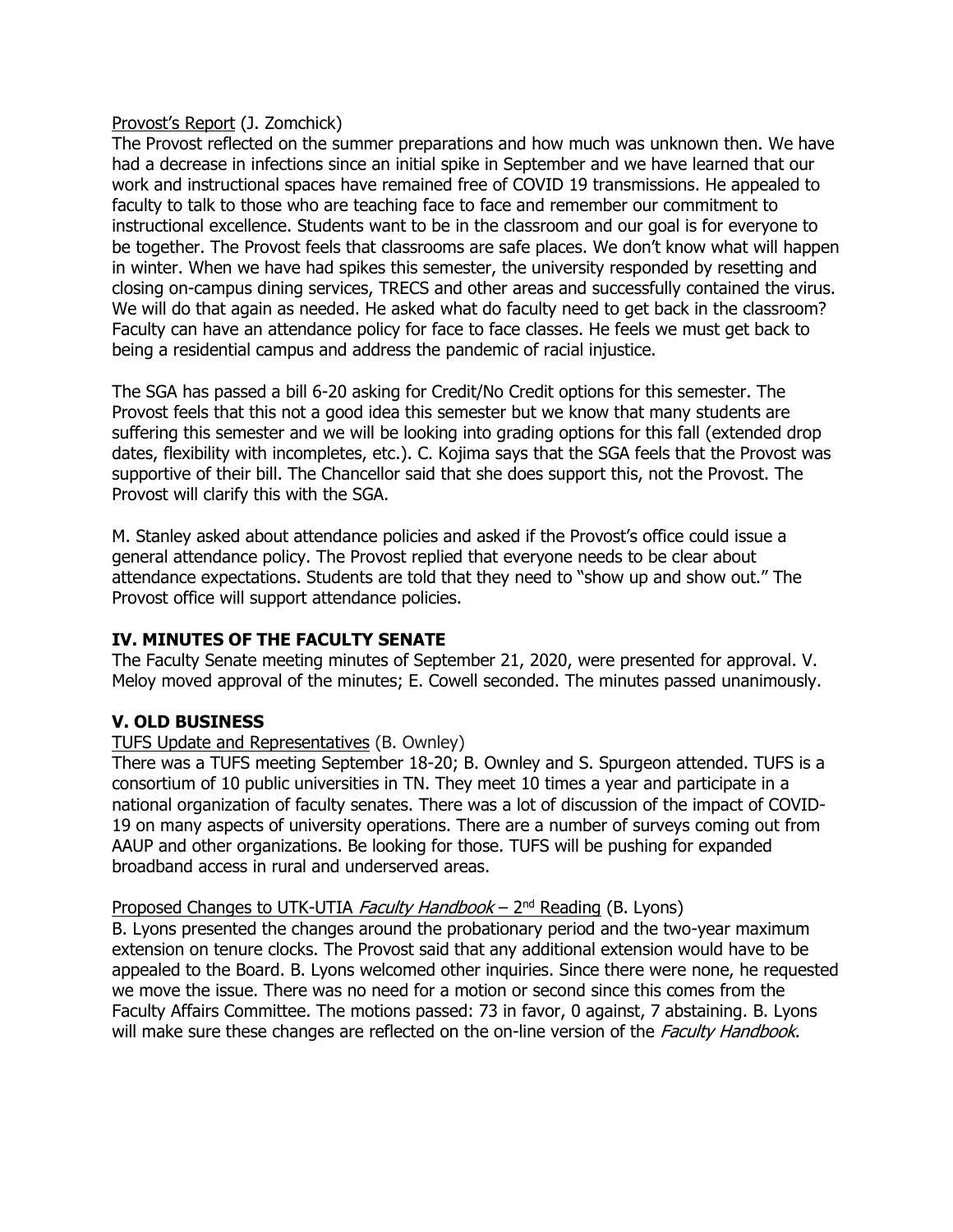Provost's Report (J. Zomchick)

The Provost reflected on the summer preparations and how much was unknown then. We have had a decrease in infections since an initial spike in September and we have learned that our work and instructional spaces have remained free of COVID 19 transmissions. He appealed to faculty to talk to those who are teaching face to face and remember our commitment to instructional excellence. Students want to be in the classroom and our goal is for everyone to be together. The Provost feels that classrooms are safe places. We don't know what will happen in winter. When we have had spikes this semester, the university responded by resetting and closing on-campus dining services, TRECS and other areas and successfully contained the virus. We will do that again as needed. He asked what do faculty need to get back in the classroom? Faculty can have an attendance policy for face to face classes. He feels we must get back to being a residential campus and address the pandemic of racial injustice.

The SGA has passed a bill 6-20 asking for Credit/No Credit options for this semester. The Provost feels that this not a good idea this semester but we know that many students are suffering this semester and we will be looking into grading options for this fall (extended drop dates, flexibility with incompletes, etc.). C. Kojima says that the SGA feels that the Provost was supportive of their bill. The Chancellor said that she does support this, not the Provost. The Provost will clarify this with the SGA.

M. Stanley asked about attendance policies and asked if the Provost's office could issue a general attendance policy. The Provost replied that everyone needs to be clear about attendance expectations. Students are told that they need to "show up and show out." The Provost office will support attendance policies.

## IV. MINUTES OF THE FACULTY SENATE

The Faculty Senate meeting minutes of September 21, 2020, were presented for approval. V. Meloy moved approval of the minutes; E. Cowell seconded. The minutes passed unanimously.

## V. OLD BUSINESS

TUFS Update and Representatives (B. Ownley)

There was a TUFS meeting September 18-20; B. Ownley and S. Spurgeon attended. TUFS is a consortium of 10 public universities in TN. They meet 10 times a year and participate in a national organization of faculty senates. There was a lot of discussion of the impact of COVID-19 on many aspects of university operations. There are a number of surveys coming out from AAUP and other organizations. Be looking for those. TUFS will be pushing for expanded broadband access in rural and underserved areas.

Proposed Changes to UTK-UTIA *Faculty Handbook* – 2nd Reading (B. Lyons)

B. Lyons presented the changes around the probationary period and the two-year maximum extension on tenure clocks. The Provost said that any additional extension would have to be appealed to the Board. B. Lyons welcomed other inquiries. Since there were none, he requested we move the issue. There was no need for a motion or second since this comes from the Faculty Affairs Committee. The motions passed: 73 in favor, 0 against, 7 abstaining. B. Lyons will make sure these changes are reflected on the on-line version of the *Faculty Handbook*.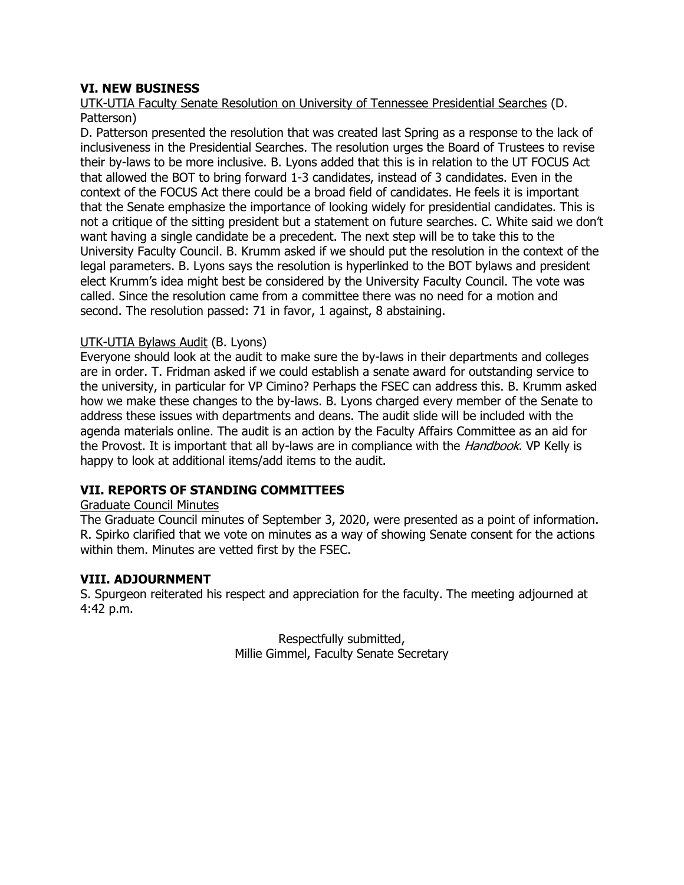## VI. NEW BUSINESS

UTK-UTIA Faculty Senate Resolution on University of Tennessee Presidential Searches (D. Patterson)

D. Patterson presented the resolution that was created last Spring as a response to the lack of inclusiveness in the Presidential Searches. The resolution urges the Board of Trustees to revise their by-laws to be more inclusive. B. Lyons added that this is in relation to the UT FOCUS Act that allowed the BOT to bring forward 1-3 candidates, instead of 3 candidates. Even in the context of the FOCUS Act there could be a broad field of candidates. He feels it is important that the Senate emphasize the importance of looking widely for presidential candidates. This is not a critique of the sitting president but a statement on future searches. C. White said we don't want having a single candidate be a precedent. The next step will be to take this to the University Faculty Council. B. Krumm asked if we should put the resolution in the context of the legal parameters. B. Lyons says the resolution is hyperlinked to the BOT bylaws and president elect Krumm's idea might best be considered by the University Faculty Council. The vote was called. Since the resolution came from a committee there was no need for a motion and second. The resolution passed: 71 in favor, 1 against, 8 abstaining.

UTK-UTIA Bylaws Audit (B. Lyons)

Everyone should look at the audit to make sure the by-laws in their departments and colleges are in order. T. Fridman asked if we could establish a senate award for outstanding service to the university, in particular for VP Cimino? Perhaps the FSEC can address this. B. Krumm asked how we make these changes to the by-laws. B. Lyons charged every member of the Senate to address these issues with departments and deans. The audit slide will be included with the agenda materials online. The audit is an action by the Faculty Affairs Committee as an aid for the Provost. It is important that all by-laws are in compliance with the *Handbook*. VP Kelly is happy to look at additional items/add items to the audit.

## VII. REPORTS OF STANDING COMMITTEES

Graduate Council Minutes

The Graduate Council minutes of September 3, 2020, were presented as a point of information. R. Spirko clarified that we vote on minutes as a way of showing Senate consent for the actions within them. Minutes are vetted first by the FSEC.

## VIII. ADJOURNMENT

S. Spurgeon reiterated his respect and appreciation for the faculty. The meeting adjourned at 4:42 p.m.

Respectfully submitted,
Millie Gimmel, Faculty Senate Secretary